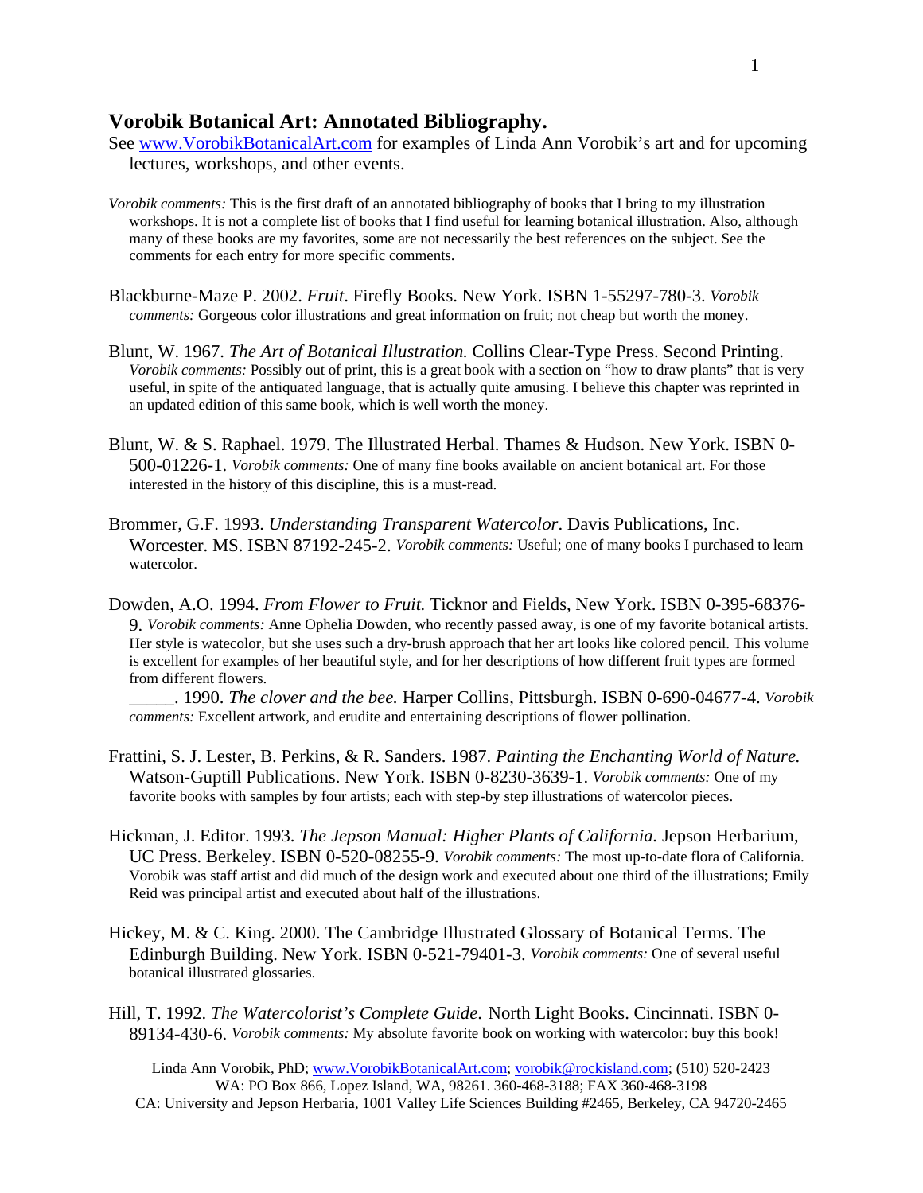## Vorobik Botanical Art: Annotated Bibliography.

See [www.VorobikBotanicalArt.com](http://www.VorobikBotanicalArt.com) for examples of Linda Ann Vorobik's art and for upcoming lectures, workshops, and other events.

*Vorobik comments:* This is the first draft of an annotated bibliography of books that I bring to my illustration workshops. It is not a complete list of books that I find useful for learning botanical illustration. Also, although many of these books are my favorites, some are not necessarily the best references on the subject. See the comments for each entry for more specific comments.

Blackburne-Maze P. 2002. *Fruit*. Firefly Books. New York. ISBN 1-55297-780-3. *Vorobik comments:* Gorgeous color illustrations and great information on fruit; not cheap but worth the money.

Blunt, W. 1967. *The Art of Botanical Illustration.* Collins Clear-Type Press. Second Printing. *Vorobik comments:* Possibly out of print, this is a great book with a section on "how to draw plants" that is very useful, in spite of the antiquated language, that is actually quite amusing. I believe this chapter was reprinted in an updated edition of this same book, which is well worth the money.

Blunt, W. & S. Raphael. 1979. The Illustrated Herbal. Thames & Hudson. New York. ISBN 0-500-01226-1. *Vorobik comments:* One of many fine books available on ancient botanical art. For those interested in the history of this discipline, this is a must-read.

Brommer, G.F. 1993. *Understanding Transparent Watercolor*. Davis Publications, Inc. Worcester. MS. ISBN 87192-245-2. *Vorobik comments:* Useful; one of many books I purchased to learn watercolor.

Dowden, A.O. 1994. *From Flower to Fruit.* Ticknor and Fields, New York. ISBN 0-395-68376-9. *Vorobik comments:* Anne Ophelia Dowden, who recently passed away, is one of my favorite botanical artists. Her style is watecolor, but she uses such a dry-brush approach that her art looks like colored pencil. This volume is excellent for examples of her beautiful style, and for her descriptions of how different fruit types are formed from different flowers.

_____. 1990. *The clover and the bee.* Harper Collins, Pittsburgh. ISBN 0-690-04677-4. *Vorobik comments:* Excellent artwork, and erudite and entertaining descriptions of flower pollination.

Frattini, S. J. Lester, B. Perkins, & R. Sanders. 1987. *Painting the Enchanting World of Nature.* Watson-Guptill Publications. New York. ISBN 0-8230-3639-1. *Vorobik comments:* One of my favorite books with samples by four artists; each with step-by step illustrations of watercolor pieces.

Hickman, J. Editor. 1993. *The Jepson Manual: Higher Plants of California.* Jepson Herbarium, UC Press. Berkeley. ISBN 0-520-08255-9. *Vorobik comments:* The most up-to-date flora of California. Vorobik was staff artist and did much of the design work and executed about one third of the illustrations; Emily Reid was principal artist and executed about half of the illustrations.

Hickey, M. & C. King. 2000. The Cambridge Illustrated Glossary of Botanical Terms. The Edinburgh Building. New York. ISBN 0-521-79401-3. *Vorobik comments:* One of several useful botanical illustrated glossaries.

Hill, T. 1992. *The Watercolorist's Complete Guide.* North Light Books. Cincinnati. ISBN 0-89134-430-6. *Vorobik comments:* My absolute favorite book on working with watercolor: buy this book!

Linda Ann Vorobik, PhD; [www.VorobikBotanicalArt.com](http://www.VorobikBotanicalArt.com); [vorobik@rockisland.com](mailto:vorobik@rockisland.com); (510) 520-2423
WA: PO Box 866, Lopez Island, WA, 98261. 360-468-3188; FAX 360-468-3198
CA: University and Jepson Herbaria, 1001 Valley Life Sciences Building #2465, Berkeley, CA 94720-2465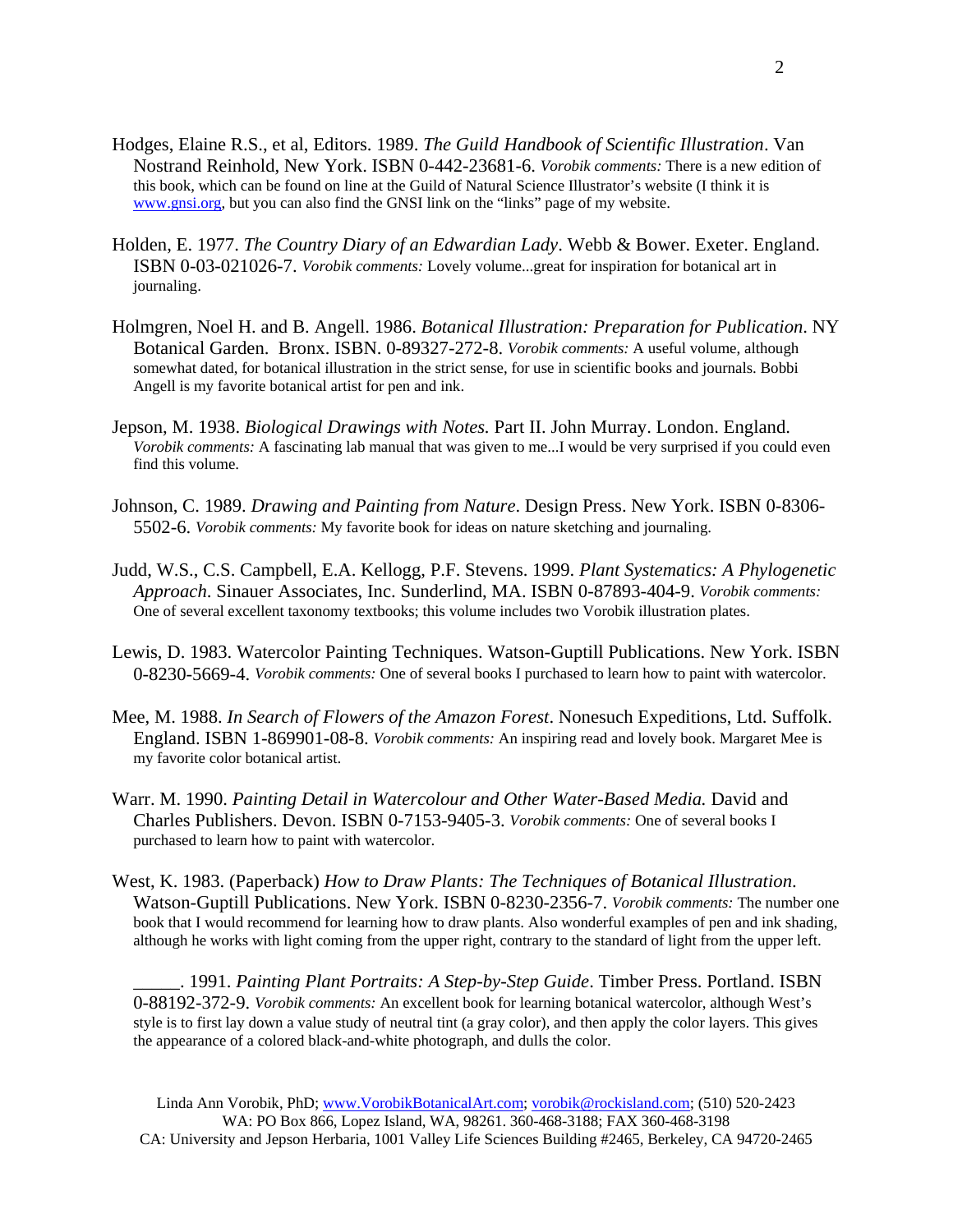Hodges, Elaine R.S., et al, Editors. 1989. *The Guild Handbook of Scientific Illustration*. Van Nostrand Reinhold, New York. ISBN 0-442-23681-6. *Vorobik comments:* There is a new edition of this book, which can be found on line at the Guild of Natural Science Illustrator's website (I think it is www.gnsi.org, but you can also find the GNSI link on the "links" page of my website.

Holden, E. 1977. *The Country Diary of an Edwardian Lady*. Webb & Bower. Exeter. England. ISBN 0-03-021026-7. *Vorobik comments:* Lovely volume...great for inspiration for botanical art in journaling.

Holmgren, Noel H. and B. Angell. 1986. *Botanical Illustration: Preparation for Publication*. NY Botanical Garden. Bronx. ISBN. 0-89327-272-8. *Vorobik comments:* A useful volume, although somewhat dated, for botanical illustration in the strict sense, for use in scientific books and journals. Bobbi Angell is my favorite botanical artist for pen and ink.

Jepson, M. 1938. *Biological Drawings with Notes.* Part II. John Murray. London. England. *Vorobik comments:* A fascinating lab manual that was given to me...I would be very surprised if you could even find this volume.

Johnson, C. 1989. *Drawing and Painting from Nature*. Design Press. New York. ISBN 0-8306-5502-6. *Vorobik comments:* My favorite book for ideas on nature sketching and journaling.

Judd, W.S., C.S. Campbell, E.A. Kellogg, P.F. Stevens. 1999. *Plant Systematics: A Phylogenetic Approach*. Sinauer Associates, Inc. Sunderlind, MA. ISBN 0-87893-404-9. *Vorobik comments:* One of several excellent taxonomy textbooks; this volume includes two Vorobik illustration plates.

Lewis, D. 1983. Watercolor Painting Techniques. Watson-Guptill Publications. New York. ISBN 0-8230-5669-4. *Vorobik comments:* One of several books I purchased to learn how to paint with watercolor.

Mee, M. 1988. *In Search of Flowers of the Amazon Forest*. Nonesuch Expeditions, Ltd. Suffolk. England. ISBN 1-869901-08-8. *Vorobik comments:* An inspiring read and lovely book. Margaret Mee is my favorite color botanical artist.

Warr. M. 1990. *Painting Detail in Watercolour and Other Water-Based Media.* David and Charles Publishers. Devon. ISBN 0-7153-9405-3. *Vorobik comments:* One of several books I purchased to learn how to paint with watercolor.

West, K. 1983. (Paperback) *How to Draw Plants: The Techniques of Botanical Illustration*. Watson-Guptill Publications. New York. ISBN 0-8230-2356-7. *Vorobik comments:* The number one book that I would recommend for learning how to draw plants. Also wonderful examples of pen and ink shading, although he works with light coming from the upper right, contrary to the standard of light from the upper left.

_____. 1991. *Painting Plant Portraits: A Step-by-Step Guide*. Timber Press. Portland. ISBN 0-88192-372-9. *Vorobik comments:* An excellent book for learning botanical watercolor, although West's style is to first lay down a value study of neutral tint (a gray color), and then apply the color layers. This gives the appearance of a colored black-and-white photograph, and dulls the color.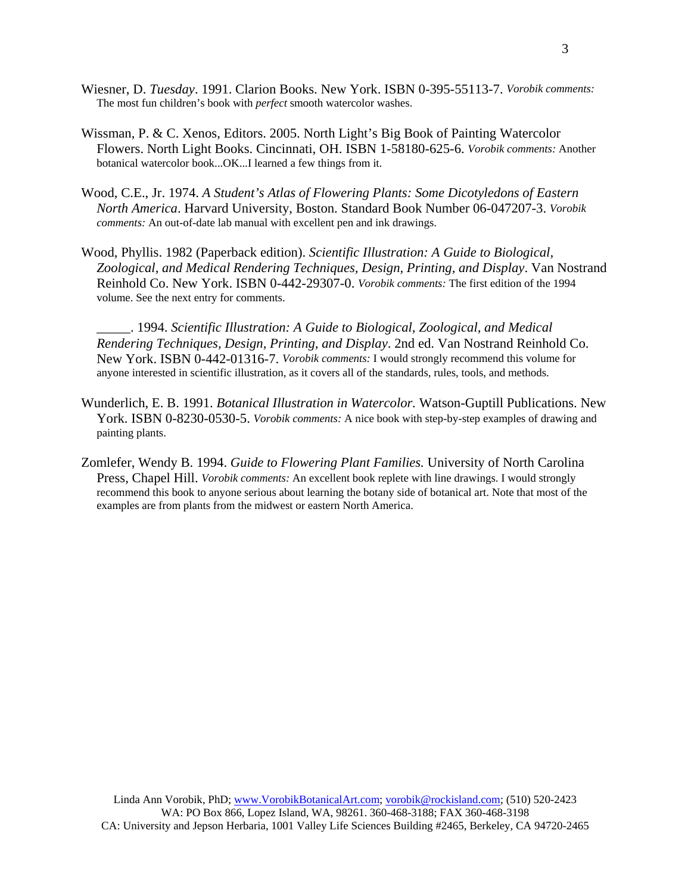Wiesner, D. *Tuesday*. 1991. Clarion Books. New York. ISBN 0-395-55113-7. *Vorobik comments:* The most fun children's book with *perfect* smooth watercolor washes.

Wissman, P. & C. Xenos, Editors. 2005. North Light's Big Book of Painting Watercolor Flowers. North Light Books. Cincinnati, OH. ISBN 1-58180-625-6. *Vorobik comments:* Another botanical watercolor book...OK...I learned a few things from it.

Wood, C.E., Jr. 1974. *A Student's Atlas of Flowering Plants: Some Dicotyledons of Eastern North America*. Harvard University, Boston. Standard Book Number 06-047207-3. *Vorobik comments:* An out-of-date lab manual with excellent pen and ink drawings.

Wood, Phyllis. 1982 (Paperback edition). *Scientific Illustration: A Guide to Biological, Zoological, and Medical Rendering Techniques, Design, Printing, and Display*. Van Nostrand Reinhold Co. New York. ISBN 0-442-29307-0. *Vorobik comments:* The first edition of the 1994 volume. See the next entry for comments.

_____. 1994. *Scientific Illustration: A Guide to Biological, Zoological, and Medical Rendering Techniques, Design, Printing, and Display*. 2nd ed. Van Nostrand Reinhold Co. New York. ISBN 0-442-01316-7. *Vorobik comments:* I would strongly recommend this volume for anyone interested in scientific illustration, as it covers all of the standards, rules, tools, and methods.

Wunderlich, E. B. 1991. *Botanical Illustration in Watercolor.* Watson-Guptill Publications. New York. ISBN 0-8230-0530-5. *Vorobik comments:* A nice book with step-by-step examples of drawing and painting plants.

Zomlefer, Wendy B. 1994. *Guide to Flowering Plant Families.* University of North Carolina Press, Chapel Hill. *Vorobik comments:* An excellent book replete with line drawings. I would strongly recommend this book to anyone serious about learning the botany side of botanical art. Note that most of the examples are from plants from the midwest or eastern North America.

Linda Ann Vorobik, PhD; www.VorobikBotanicalArt.com; vorobik@rockisland.com; (510) 520-2423
WA: PO Box 866, Lopez Island, WA, 98261. 360-468-3188; FAX 360-468-3198
CA: University and Jepson Herbaria, 1001 Valley Life Sciences Building #2465, Berkeley, CA 94720-2465